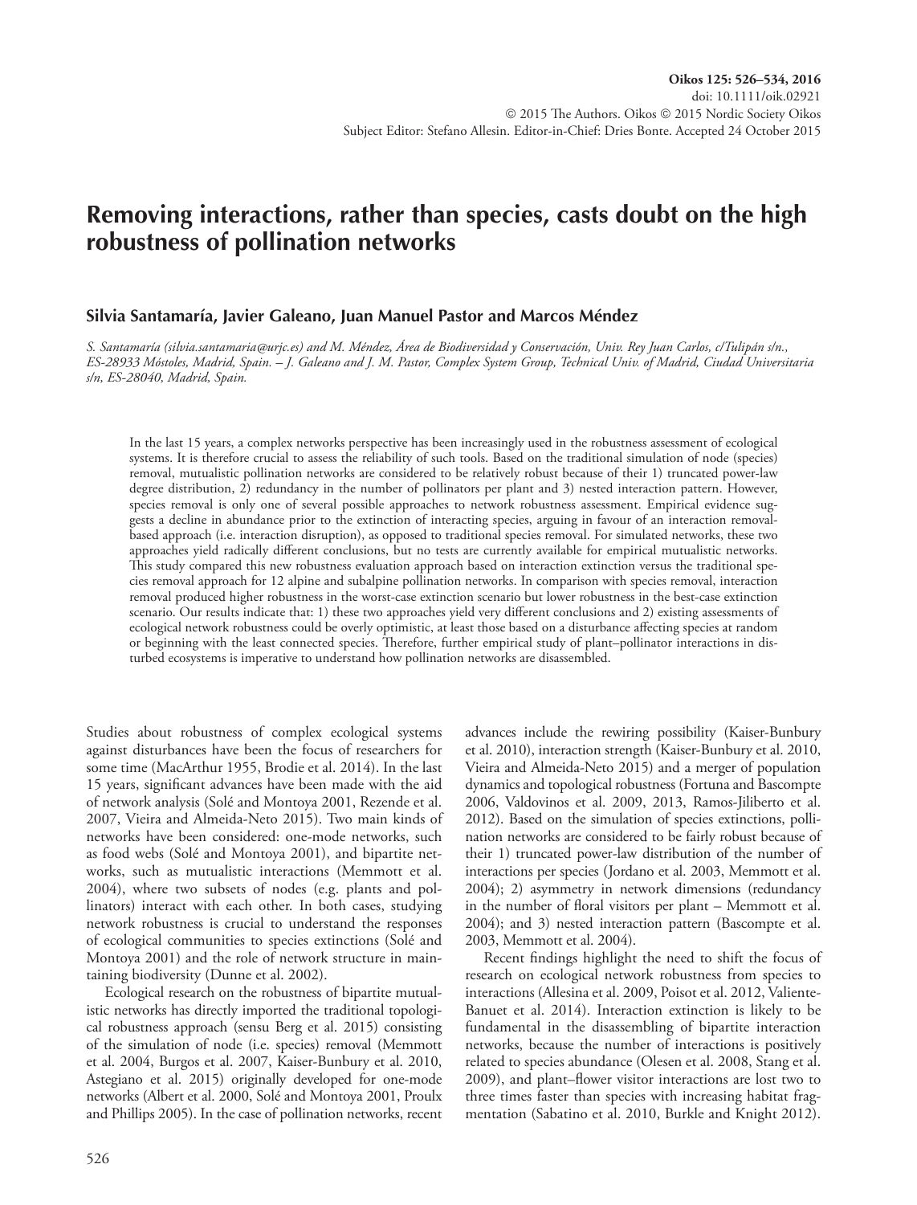# Removing interactions, rather than species, casts doubt on the high robustness of pollination networks

**Silvia Santamaría, Javier Galeano, Juan Manuel Pastor and Marcos Méndez**

*S. Santamaría (silvia.santamaria@urjc.es) and M. Méndez, Área de Biodiversidad y Conservación, Univ. Rey Juan Carlos, c/Tulipán s/n., ES-28933 Móstoles, Madrid, Spain. – J. Galeano and J. M. Pastor, Complex System Group, Technical Univ. of Madrid, Ciudad Universitaria s/n, ES-28040, Madrid, Spain.*

In the last 15 years, a complex networks perspective has been increasingly used in the robustness assessment of ecological systems. It is therefore crucial to assess the reliability of such tools. Based on the traditional simulation of node (species) removal, mutualistic pollination networks are considered to be relatively robust because of their 1) truncated power-law degree distribution, 2) redundancy in the number of pollinators per plant and 3) nested interaction pattern. However, species removal is only one of several possible approaches to network robustness assessment. Empirical evidence suggests a decline in abundance prior to the extinction of interacting species, arguing in favour of an interaction removal-based approach (i.e. interaction disruption), as opposed to traditional species removal. For simulated networks, these two approaches yield radically different conclusions, but no tests are currently available for empirical mutualistic networks. This study compared this new robustness evaluation approach based on interaction extinction versus the traditional species removal approach for 12 alpine and subalpine pollination networks. In comparison with species removal, interaction removal produced higher robustness in the worst-case extinction scenario but lower robustness in the best-case extinction scenario. Our results indicate that: 1) these two approaches yield very different conclusions and 2) existing assessments of ecological network robustness could be overly optimistic, at least those based on a disturbance affecting species at random or beginning with the least connected species. Therefore, further empirical study of plant–pollinator interactions in disturbed ecosystems is imperative to understand how pollination networks are disassembled.

Studies about robustness of complex ecological systems against disturbances have been the focus of researchers for some time (MacArthur 1955, Brodie et al. 2014). In the last 15 years, significant advances have been made with the aid of network analysis (Solé and Montoya 2001, Rezende et al. 2007, Vieira and Almeida-Neto 2015). Two main kinds of networks have been considered: one-mode networks, such as food webs (Solé and Montoya 2001), and bipartite networks, such as mutualistic interactions (Memmott et al. 2004), where two subsets of nodes (e.g. plants and pollinators) interact with each other. In both cases, studying network robustness is crucial to understand the responses of ecological communities to species extinctions (Solé and Montoya 2001) and the role of network structure in maintaining biodiversity (Dunne et al. 2002).

Ecological research on the robustness of bipartite mutualistic networks has directly imported the traditional topological robustness approach (sensu Berg et al. 2015) consisting of the simulation of node (i.e. species) removal (Memmott et al. 2004, Burgos et al. 2007, Kaiser-Bunbury et al. 2010, Astegiano et al. 2015) originally developed for one-mode networks (Albert et al. 2000, Solé and Montoya 2001, Proulx and Phillips 2005). In the case of pollination networks, recent advances include the rewiring possibility (Kaiser-Bunbury et al. 2010), interaction strength (Kaiser-Bunbury et al. 2010, Vieira and Almeida-Neto 2015) and a merger of population dynamics and topological robustness (Fortuna and Bascompte 2006, Valdovinos et al. 2009, 2013, Ramos-Jiliberto et al. 2012). Based on the simulation of species extinctions, pollination networks are considered to be fairly robust because of their 1) truncated power-law distribution of the number of interactions per species (Jordano et al. 2003, Memmott et al. 2004); 2) asymmetry in network dimensions (redundancy in the number of floral visitors per plant – Memmott et al. 2004); and 3) nested interaction pattern (Bascompte et al. 2003, Memmott et al. 2004).

Recent findings highlight the need to shift the focus of research on ecological network robustness from species to interactions (Allesina et al. 2009, Poisot et al. 2012, Valiente-Banuet et al. 2014). Interaction extinction is likely to be fundamental in the disassembling of bipartite interaction networks, because the number of interactions is positively related to species abundance (Olesen et al. 2008, Stang et al. 2009), and plant–flower visitor interactions are lost two to three times faster than species with increasing habitat fragmentation (Sabatino et al. 2010, Burkle and Knight 2012).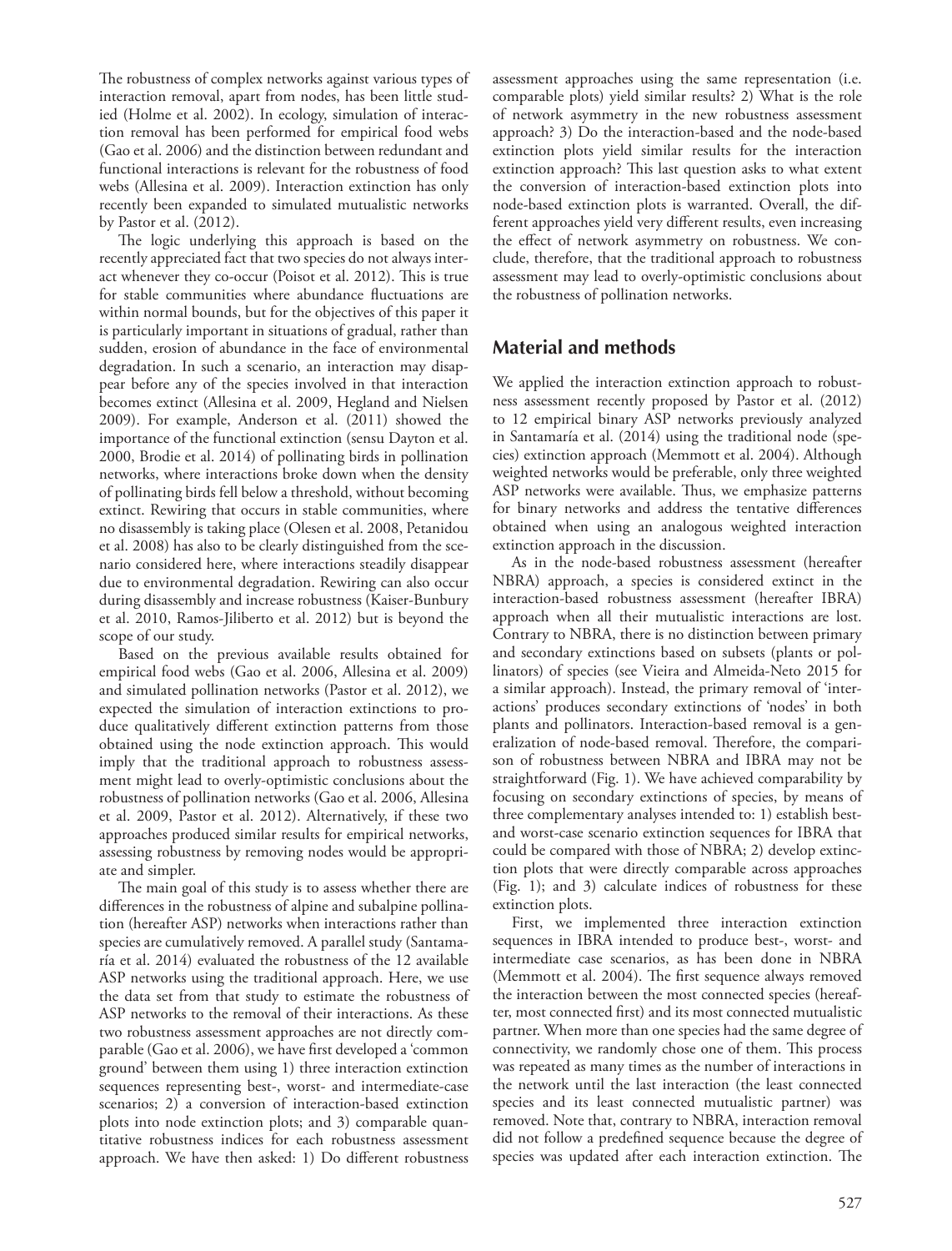The robustness of complex networks against various types of interaction removal, apart from nodes, has been little studied (Holme et al. 2002). In ecology, simulation of interaction removal has been performed for empirical food webs (Gao et al. 2006) and the distinction between redundant and functional interactions is relevant for the robustness of food webs (Allesina et al. 2009). Interaction extinction has only recently been expanded to simulated mutualistic networks by Pastor et al. (2012).

The logic underlying this approach is based on the recently appreciated fact that two species do not always interact whenever they co-occur (Poisot et al. 2012). This is true for stable communities where abundance fluctuations are within normal bounds, but for the objectives of this paper it is particularly important in situations of gradual, rather than sudden, erosion of abundance in the face of environmental degradation. In such a scenario, an interaction may disappear before any of the species involved in that interaction becomes extinct (Allesina et al. 2009, Hegland and Nielsen 2009). For example, Anderson et al. (2011) showed the importance of the functional extinction (sensu Dayton et al. 2000, Brodie et al. 2014) of pollinating birds in pollination networks, where interactions broke down when the density of pollinating birds fell below a threshold, without becoming extinct. Rewiring that occurs in stable communities, where no disassembly is taking place (Olesen et al. 2008, Petanidou et al. 2008) has also to be clearly distinguished from the scenario considered here, where interactions steadily disappear due to environmental degradation. Rewiring can also occur during disassembly and increase robustness (Kaiser-Bunbury et al. 2010, Ramos-Jiliberto et al. 2012) but is beyond the scope of our study.

Based on the previous available results obtained for empirical food webs (Gao et al. 2006, Allesina et al. 2009) and simulated pollination networks (Pastor et al. 2012), we expected the simulation of interaction extinctions to produce qualitatively different extinction patterns from those obtained using the node extinction approach. This would imply that the traditional approach to robustness assessment might lead to overly-optimistic conclusions about the robustness of pollination networks (Gao et al. 2006, Allesina et al. 2009, Pastor et al. 2012). Alternatively, if these two approaches produced similar results for empirical networks, assessing robustness by removing nodes would be appropriate and simpler.

The main goal of this study is to assess whether there are differences in the robustness of alpine and subalpine pollination (hereafter ASP) networks when interactions rather than species are cumulatively removed. A parallel study (Santamaría et al. 2014) evaluated the robustness of the 12 available ASP networks using the traditional approach. Here, we use the data set from that study to estimate the robustness of ASP networks to the removal of their interactions. As these two robustness assessment approaches are not directly comparable (Gao et al. 2006), we have first developed a 'common ground' between them using 1) three interaction extinction sequences representing best-, worst- and intermediate-case scenarios; 2) a conversion of interaction-based extinction plots into node extinction plots; and 3) comparable quantitative robustness indices for each robustness assessment approach. We have then asked: 1) Do different robustness assessment approaches using the same representation (i.e. comparable plots) yield similar results? 2) What is the role of network asymmetry in the new robustness assessment approach? 3) Do the interaction-based and the node-based extinction plots yield similar results for the interaction extinction approach? This last question asks to what extent the conversion of interaction-based extinction plots into node-based extinction plots is warranted. Overall, the different approaches yield very different results, even increasing the effect of network asymmetry on robustness. We conclude, therefore, that the traditional approach to robustness assessment may lead to overly-optimistic conclusions about the robustness of pollination networks.

## Material and methods

We applied the interaction extinction approach to robustness assessment recently proposed by Pastor et al. (2012) to 12 empirical binary ASP networks previously analyzed in Santamaría et al. (2014) using the traditional node (species) extinction approach (Memmott et al. 2004). Although weighted networks would be preferable, only three weighted ASP networks were available. Thus, we emphasize patterns for binary networks and address the tentative differences obtained when using an analogous weighted interaction extinction approach in the discussion.

As in the node-based robustness assessment (hereafter NBRA) approach, a species is considered extinct in the interaction-based robustness assessment (hereafter IBRA) approach when all their mutualistic interactions are lost. Contrary to NBRA, there is no distinction between primary and secondary extinctions based on subsets (plants or pollinators) of species (see Vieira and Almeida-Neto 2015 for a similar approach). Instead, the primary removal of 'interactions' produces secondary extinctions of 'nodes' in both plants and pollinators. Interaction-based removal is a generalization of node-based removal. Therefore, the comparison of robustness between NBRA and IBRA may not be straightforward (Fig. 1). We have achieved comparability by focusing on secondary extinctions of species, by means of three complementary analyses intended to: 1) establish best- and worst-case scenario extinction sequences for IBRA that could be compared with those of NBRA; 2) develop extinction plots that were directly comparable across approaches (Fig. 1); and 3) calculate indices of robustness for these extinction plots.

First, we implemented three interaction extinction sequences in IBRA intended to produce best-, worst- and intermediate case scenarios, as has been done in NBRA (Memmott et al. 2004). The first sequence always removed the interaction between the most connected species (hereafter, most connected first) and its most connected mutualistic partner. When more than one species had the same degree of connectivity, we randomly chose one of them. This process was repeated as many times as the number of interactions in the network until the last interaction (the least connected species and its least connected mutualistic partner) was removed. Note that, contrary to NBRA, interaction removal did not follow a predefined sequence because the degree of species was updated after each interaction extinction. The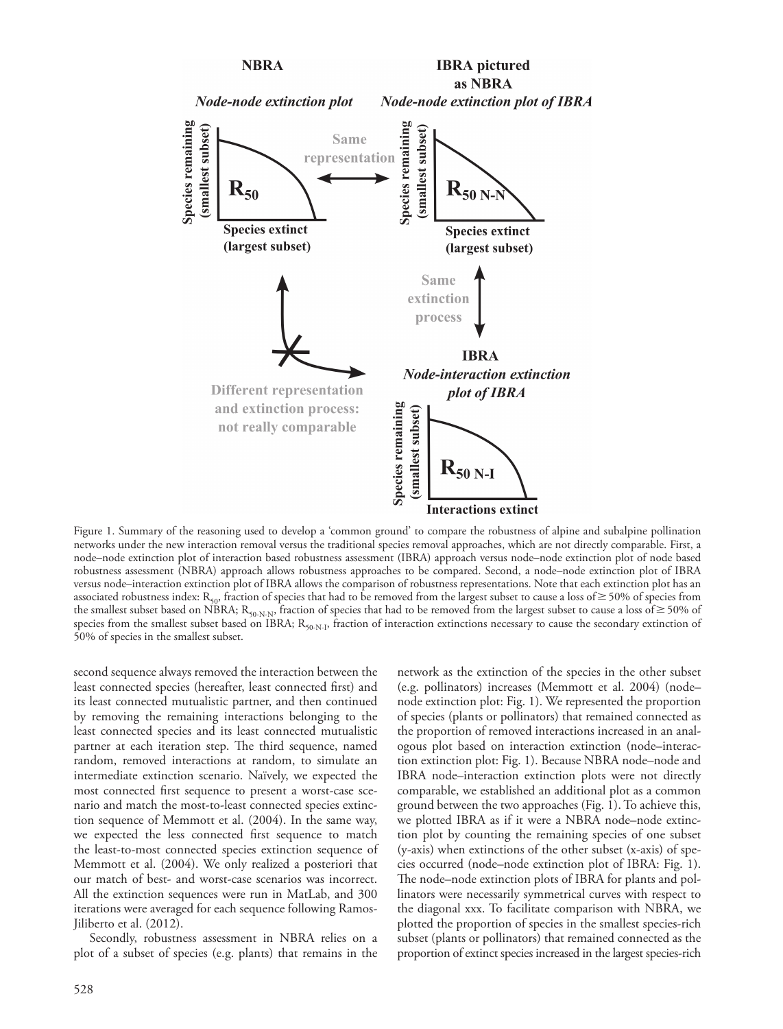Figure 1. Summary of the reasoning used to develop a 'common ground' to compare the robustness of alpine and subalpine pollination networks under the new interaction removal versus the traditional species removal approaches, which are not directly comparable. First, a node–node extinction plot of interaction based robustness assessment (IBRA) approach versus node–node extinction plot of node based robustness assessment (NBRA) approach allows robustness approaches to be compared. Second, a node–node extinction plot of IBRA versus node–interaction extinction plot of IBRA allows the comparison of robustness representations. Note that each extinction plot has an associated robustness index: $R_{50}$, fraction of species that had to be removed from the largest subset to cause a loss of ≥ 50% of species from the smallest subset based on NBRA; $R_{50\text{ N-N}}$, fraction of species that had to be removed from the largest subset to cause a loss of ≥ 50% of species from the smallest subset based on IBRA; $R_{50\text{ N-I}}$, fraction of interaction extinctions necessary to cause the secondary extinction of 50% of species in the smallest subset.

second sequence always removed the interaction between the least connected species (hereafter, least connected first) and its least connected mutualistic partner, and then continued by removing the remaining interactions belonging to the least connected species and its least connected mutualistic partner at each iteration step. The third sequence, named random, removed interactions at random, to simulate an intermediate extinction scenario. Naïvely, we expected the most connected first sequence to present a worst-case scenario and match the most-to-least connected species extinction sequence of Memmott et al. (2004). In the same way, we expected the less connected first sequence to match the least-to-most connected species extinction sequence of Memmott et al. (2004). We only realized a posteriori that our match of best- and worst-case scenarios was incorrect. All the extinction sequences were run in MatLab, and 300 iterations were averaged for each sequence following Ramos-Jiliberto et al. (2012).

Secondly, robustness assessment in NBRA relies on a plot of a subset of species (e.g. plants) that remains in the network as the extinction of the species in the other subset (e.g. pollinators) increases (Memmott et al. 2004) (node–node extinction plot: Fig. 1). We represented the proportion of species (plants or pollinators) that remained connected as the proportion of removed interactions increased in an analogous plot based on interaction extinction (node–interaction extinction plot: Fig. 1). Because NBRA node–node and IBRA node–interaction extinction plots were not directly comparable, we established an additional plot as a common ground between the two approaches (Fig. 1). To achieve this, we plotted IBRA as if it were a NBRA node–node extinction plot by counting the remaining species of one subset (y-axis) when extinctions of the other subset (x-axis) of species occurred (node–node extinction plot of IBRA: Fig. 1). The node–node extinction plots of IBRA for plants and pollinators were necessarily symmetrical curves with respect to the diagonal xxx. To facilitate comparison with NBRA, we plotted the proportion of species in the smallest species-rich subset (plants or pollinators) that remained connected as the proportion of extinct species increased in the largest species-rich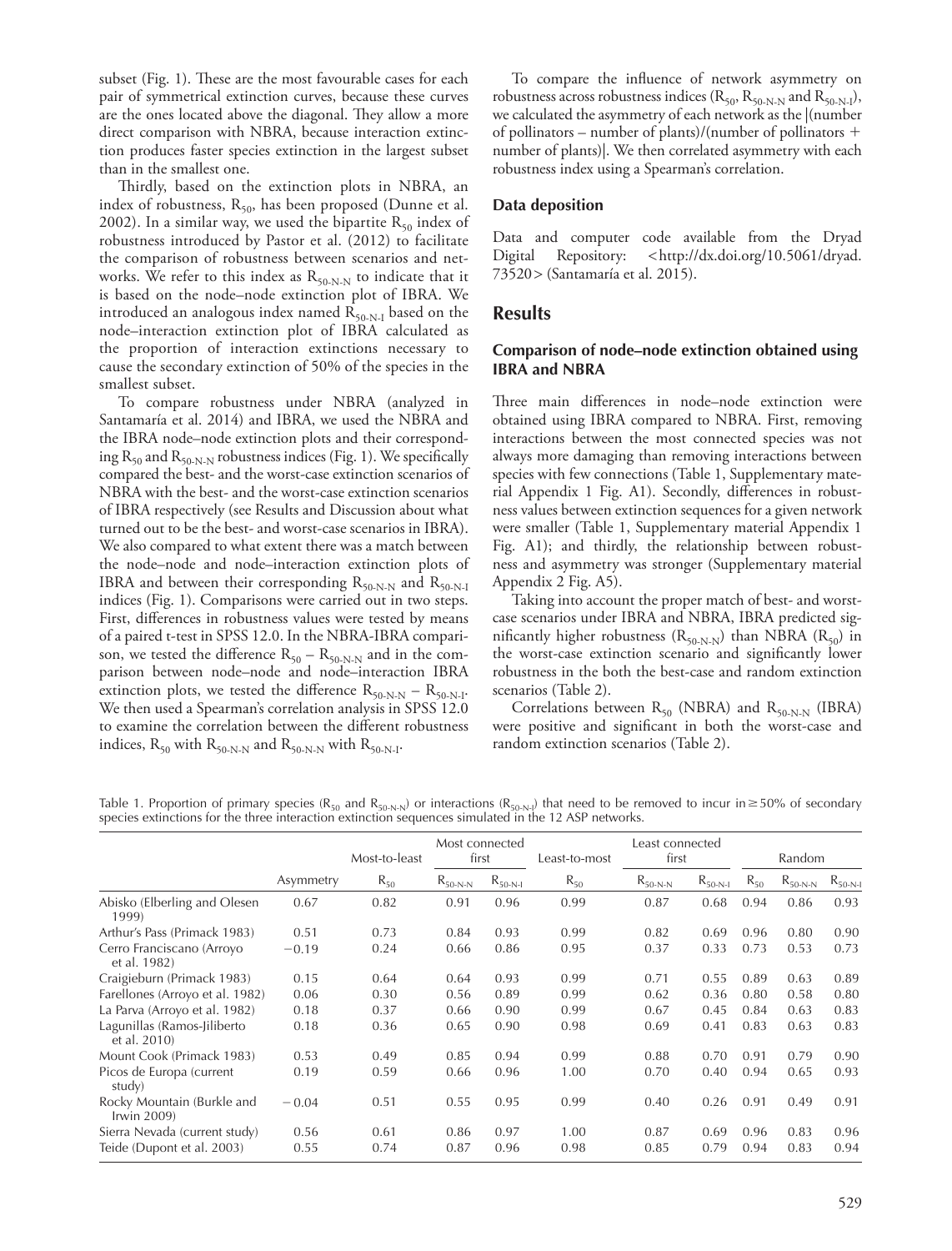subset (Fig. 1). These are the most favourable cases for each pair of symmetrical extinction curves, because these curves are the ones located above the diagonal. They allow a more direct comparison with NBRA, because interaction extinction produces faster species extinction in the largest subset than in the smallest one.

Thirdly, based on the extinction plots in NBRA, an index of robustness, $R_{50}$, has been proposed (Dunne et al. 2002). In a similar way, we used the bipartite $R_{50}$ index of robustness introduced by Pastor et al. (2012) to facilitate the comparison of robustness between scenarios and networks. We refer to this index as $R_{50\text{-N-N}}$ to indicate that it is based on the node–node extinction plot of IBRA. We introduced an analogous index named $R_{50\text{-N-I}}$ based on the node–interaction extinction plot of IBRA calculated as the proportion of interaction extinctions necessary to cause the secondary extinction of 50% of the species in the smallest subset.

To compare robustness under NBRA (analyzed in Santamaría et al. 2014) and IBRA, we used the NBRA and the IBRA node–node extinction plots and their corresponding $R_{50}$ and $R_{50\text{-N-N}}$ robustness indices (Fig. 1). We specifically compared the best- and the worst-case extinction scenarios of NBRA with the best- and the worst-case extinction scenarios of IBRA respectively (see Results and Discussion about what turned out to be the best- and worst-case scenarios in IBRA). We also compared to what extent there was a match between the node–node and node–interaction extinction plots of IBRA and between their corresponding $R_{50\text{-N-N}}$ and $R_{50\text{-N-I}}$ indices (Fig. 1). Comparisons were carried out in two steps. First, differences in robustness values were tested by means of a paired t-test in SPSS 12.0. In the NBRA-IBRA comparison, we tested the difference $R_{50} - R_{50\text{-N-N}}$ and in the comparison between node–node and node–interaction IBRA extinction plots, we tested the difference $R_{50\text{-N-N}} - R_{50\text{-N-I}}$. We then used a Spearman's correlation analysis in SPSS 12.0 to examine the correlation between the different robustness indices, $R_{50}$ with $R_{50\text{-N-N}}$ and $R_{50\text{-N-N}}$ with $R_{50\text{-N-I}}$.

To compare the influence of network asymmetry on robustness across robustness indices ($R_{50}$, $R_{50\text{-N-N}}$ and $R_{50\text{-N-I}}$), we calculated the asymmetry of each network as the |(number of pollinators – number of plants)/(number of pollinators + number of plants)|. We then correlated asymmetry with each robustness index using a Spearman's correlation.

### Data deposition

Data and computer code available from the Dryad Digital Repository: <http://dx.doi.org/10.5061/dryad.73520> (Santamaría et al. 2015).

## Results

### Comparison of node–node extinction obtained using IBRA and NBRA

Three main differences in node–node extinction were obtained using IBRA compared to NBRA. First, removing interactions between the most connected species was not always more damaging than removing interactions between species with few connections (Table 1, Supplementary material Appendix 1 Fig. A1). Secondly, differences in robustness values between extinction sequences for a given network were smaller (Table 1, Supplementary material Appendix 1 Fig. A1); and thirdly, the relationship between robustness and asymmetry was stronger (Supplementary material Appendix 2 Fig. A5).

Taking into account the proper match of best- and worst-case scenarios under IBRA and NBRA, IBRA predicted significantly higher robustness ($R_{50\text{-N-N}}$) than NBRA ($R_{50}$) in the worst-case extinction scenario and significantly lower robustness in the both the best-case and random extinction scenarios (Table 2).

Correlations between $R_{50}$ (NBRA) and $R_{50\text{-N-N}}$ (IBRA) were positive and significant in both the worst-case and random extinction scenarios (Table 2).

Table 1. Proportion of primary species ($R_{50}$ and $R_{50\text{-N-N}}$) or interactions ($R_{50\text{-N-I}}$) that need to be removed to incur in ≥ 50% of secondary species extinctions for the three interaction extinction sequences simulated in the 12 ASP networks.

| | | Most-to-least | Most connected first | | Least-to-most | Least connected first | | Random | | |
|---|---|---|---|---|---|---|---|---|---|---|
| | Asymmetry | $R_{50}$ | $R_{50\text{-N-N}}$ | $R_{50\text{-N-I}}$ | $R_{50}$ | $R_{50\text{-N-N}}$ | $R_{50\text{-N-I}}$ | $R_{50}$ | $R_{50\text{-N-N}}$ | $R_{50\text{-N-I}}$ |
| Abisko (Elberling and Olesen 1999) | 0.67 | 0.82 | 0.91 | 0.96 | 0.99 | 0.87 | 0.68 | 0.94 | 0.86 | 0.93 |
| Arthur's Pass (Primack 1983) | 0.51 | 0.73 | 0.84 | 0.93 | 0.99 | 0.82 | 0.69 | 0.96 | 0.80 | 0.90 |
| Cerro Franciscano (Arroyo et al. 1982) | −0.19 | 0.24 | 0.66 | 0.86 | 0.95 | 0.37 | 0.33 | 0.73 | 0.53 | 0.73 |
| Craigieburn (Primack 1983) | 0.15 | 0.64 | 0.64 | 0.93 | 0.99 | 0.71 | 0.55 | 0.89 | 0.63 | 0.89 |
| Farellones (Arroyo et al. 1982) | 0.06 | 0.30 | 0.56 | 0.89 | 0.99 | 0.62 | 0.36 | 0.80 | 0.58 | 0.80 |
| La Parva (Arroyo et al. 1982) | 0.18 | 0.37 | 0.66 | 0.90 | 0.99 | 0.67 | 0.45 | 0.84 | 0.63 | 0.83 |
| Lagunillas (Ramos-Jiliberto et al. 2010) | 0.18 | 0.36 | 0.65 | 0.90 | 0.98 | 0.69 | 0.41 | 0.83 | 0.63 | 0.83 |
| Mount Cook (Primack 1983) | 0.53 | 0.49 | 0.85 | 0.94 | 0.99 | 0.88 | 0.70 | 0.91 | 0.79 | 0.90 |
| Picos de Europa (current study) | 0.19 | 0.59 | 0.66 | 0.96 | 1.00 | 0.70 | 0.40 | 0.94 | 0.65 | 0.93 |
| Rocky Mountain (Burkle and Irwin 2009) | −0.04 | 0.51 | 0.55 | 0.95 | 0.99 | 0.40 | 0.26 | 0.91 | 0.49 | 0.91 |
| Sierra Nevada (current study) | 0.56 | 0.61 | 0.86 | 0.97 | 1.00 | 0.87 | 0.69 | 0.96 | 0.83 | 0.96 |
| Teide (Dupont et al. 2003) | 0.55 | 0.74 | 0.87 | 0.96 | 0.98 | 0.85 | 0.79 | 0.94 | 0.83 | 0.94 |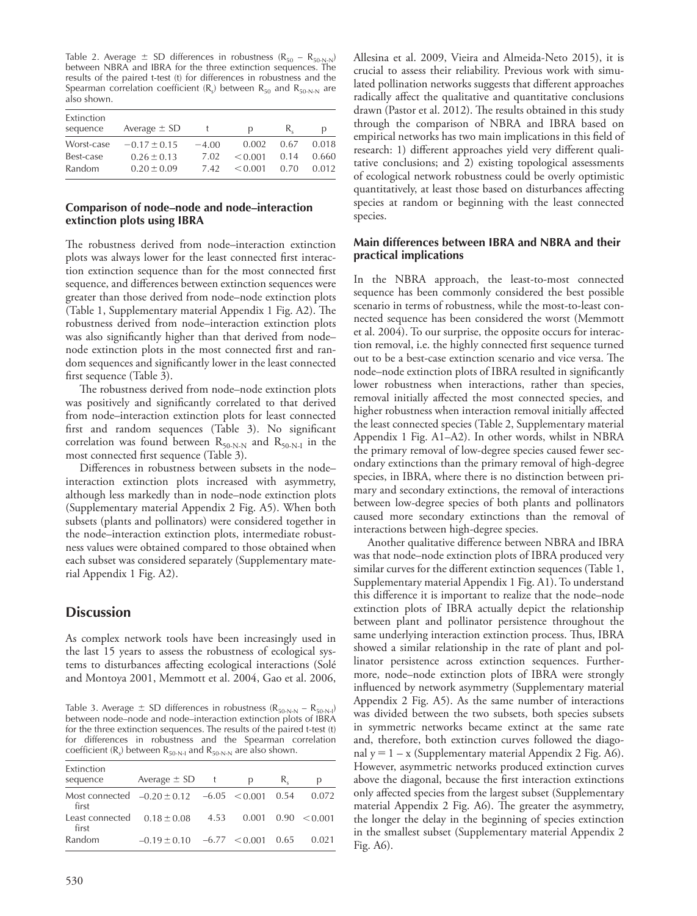Table 2. Average ± SD differences in robustness ($R_{50} – R_{50\text{-N-N}}$) between NBRA and IBRA for the three extinction sequences. The results of the paired t-test (t) for differences in robustness and the Spearman correlation coefficient ($R_s$) between $R_{50}$ and $R_{50\text{-N-N}}$ are also shown.

| Extinction sequence | Average ± SD | t | p | $R_s$ | p |
|---|---|---|---|---|---|
| Worst-case | −0.17 ± 0.15 | −4.00 | 0.002 | 0.67 | 0.018 |
| Best-case | 0.26 ± 0.13 | 7.02 | < 0.001 | 0.14 | 0.660 |
| Random | 0.20 ± 0.09 | 7.42 | < 0.001 | 0.70 | 0.012 |

### Comparison of node–node and node–interaction extinction plots using IBRA

The robustness derived from node–interaction extinction plots was always lower for the least connected first interaction extinction sequence than for the most connected first sequence, and differences between extinction sequences were greater than those derived from node–node extinction plots (Table 1, Supplementary material Appendix 1 Fig. A2). The robustness derived from node–interaction extinction plots was also significantly higher than that derived from node–node extinction plots in the most connected first and random sequences and significantly lower in the least connected first sequence (Table 3).

The robustness derived from node–node extinction plots was positively and significantly correlated to that derived from node–interaction extinction plots for least connected first and random sequences (Table 3). No significant correlation was found between $R_{50\text{-N-N}}$ and $R_{50\text{-N-I}}$ in the most connected first sequence (Table 3).

Differences in robustness between subsets in the node–interaction extinction plots increased with asymmetry, although less markedly than in node–node extinction plots (Supplementary material Appendix 2 Fig. A5). When both subsets (plants and pollinators) were considered together in the node–interaction extinction plots, intermediate robustness values were obtained compared to those obtained when each subset was considered separately (Supplementary material Appendix 1 Fig. A2).

## Discussion

As complex network tools have been increasingly used in the last 15 years to assess the robustness of ecological systems to disturbances affecting ecological interactions (Solé and Montoya 2001, Memmott et al. 2004, Gao et al. 2006, Allesina et al. 2009, Vieira and Almeida-Neto 2015), it is crucial to assess their reliability. Previous work with simulated pollination networks suggests that different approaches radically affect the qualitative and quantitative conclusions drawn (Pastor et al. 2012). The results obtained in this study through the comparison of NBRA and IBRA based on empirical networks has two main implications in this field of research: 1) different approaches yield very different qualitative conclusions; and 2) existing topological assessments of ecological network robustness could be overly optimistic quantitatively, at least those based on disturbances affecting species at random or beginning with the least connected species.

Table 3. Average ± SD differences in robustness ($R_{50\text{-N-N}} – R_{50\text{-N-I}}$) between node–node and node–interaction extinction plots of IBRA for the three extinction sequences. The results of the paired t-test (t) for differences in robustness and the Spearman correlation coefficient ($R_s$) between $R_{50\text{-N-I}}$ and $R_{50\text{-N-N}}$ are also shown.

| Extinction sequence | Average ± SD | t | p | $R_s$ | p |
|---|---|---|---|---|---|
| Most connected first | −0.20 ± 0.12 | −6.05 | < 0.001 | 0.54 | 0.072 |
| Least connected first | 0.18 ± 0.08 | 4.53 | 0.001 | 0.90 | < 0.001 |
| Random | −0.19 ± 0.10 | −6.77 | < 0.001 | 0.65 | 0.021 |

### Main differences between IBRA and NBRA and their practical implications

In the NBRA approach, the least-to-most connected sequence has been commonly considered the best possible scenario in terms of robustness, while the most-to-least connected sequence has been considered the worst (Memmott et al. 2004). To our surprise, the opposite occurs for interaction removal, i.e. the highly connected first sequence turned out to be a best-case extinction scenario and vice versa. The node–node extinction plots of IBRA resulted in significantly lower robustness when interactions, rather than species, removal initially affected the most connected species, and higher robustness when interaction removal initially affected the least connected species (Table 2, Supplementary material Appendix 1 Fig. A1–A2). In other words, whilst in NBRA the primary removal of low-degree species caused fewer secondary extinctions than the primary removal of high-degree species, in IBRA, where there is no distinction between primary and secondary extinctions, the removal of interactions between low-degree species of both plants and pollinators caused more secondary extinctions than the removal of interactions between high-degree species.

Another qualitative difference between NBRA and IBRA was that node–node extinction plots of IBRA produced very similar curves for the different extinction sequences (Table 1, Supplementary material Appendix 1 Fig. A1). To understand this difference it is important to realize that the node–node extinction plots of IBRA actually depict the relationship between plant and pollinator persistence throughout the same underlying interaction extinction process. Thus, IBRA showed a similar relationship in the rate of plant and pollinator persistence across extinction sequences. Furthermore, node–node extinction plots of IBRA were strongly influenced by network asymmetry (Supplementary material Appendix 2 Fig. A5). As the same number of interactions was divided between the two subsets, both species subsets in symmetric networks became extinct at the same rate and, therefore, both extinction curves followed the diagonal $y = 1 – x$ (Supplementary material Appendix 2 Fig. A6). However, asymmetric networks produced extinction curves above the diagonal, because the first interaction extinctions only affected species from the largest subset (Supplementary material Appendix 2 Fig. A6). The greater the asymmetry, the longer the delay in the beginning of species extinction in the smallest subset (Supplementary material Appendix 2 Fig. A6).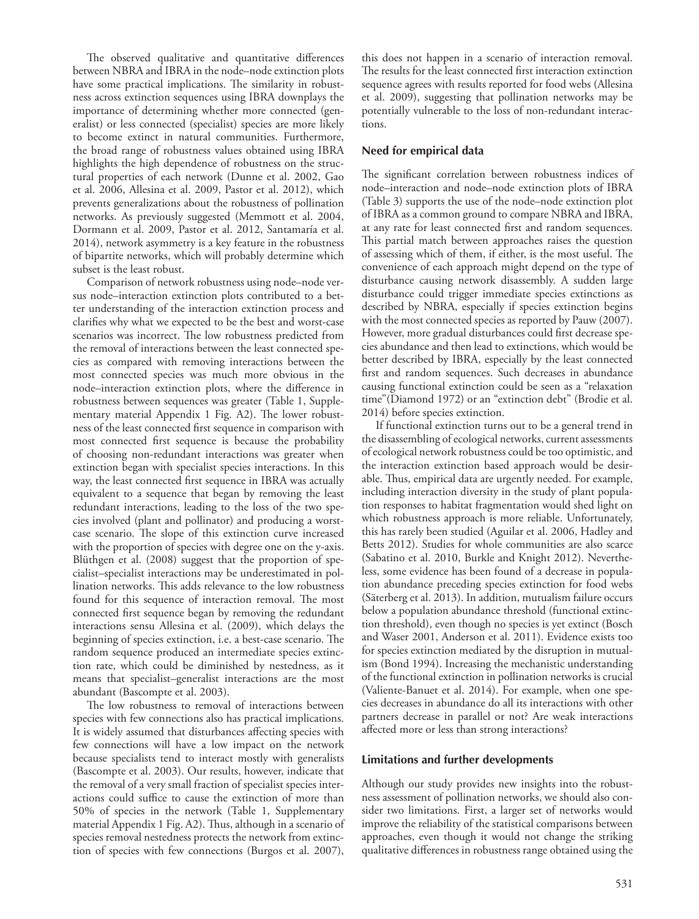The observed qualitative and quantitative differences between NBRA and IBRA in the node–node extinction plots have some practical implications. The similarity in robustness across extinction sequences using IBRA downplays the importance of determining whether more connected (generalist) or less connected (specialist) species are more likely to become extinct in natural communities. Furthermore, the broad range of robustness values obtained using IBRA highlights the high dependence of robustness on the structural properties of each network (Dunne et al. 2002, Gao et al. 2006, Allesina et al. 2009, Pastor et al. 2012), which prevents generalizations about the robustness of pollination networks. As previously suggested (Memmott et al. 2004, Dormann et al. 2009, Pastor et al. 2012, Santamaría et al. 2014), network asymmetry is a key feature in the robustness of bipartite networks, which will probably determine which subset is the least robust.

Comparison of network robustness using node–node versus node–interaction extinction plots contributed to a better understanding of the interaction extinction process and clarifies why what we expected to be the best and worst-case scenarios was incorrect. The low robustness predicted from the removal of interactions between the least connected species as compared with removing interactions between the most connected species was much more obvious in the node–interaction extinction plots, where the difference in robustness between sequences was greater (Table 1, Supplementary material Appendix 1 Fig. A2). The lower robustness of the least connected first sequence in comparison with most connected first sequence is because the probability of choosing non-redundant interactions was greater when extinction began with specialist species interactions. In this way, the least connected first sequence in IBRA was actually equivalent to a sequence that began by removing the least redundant interactions, leading to the loss of the two species involved (plant and pollinator) and producing a worst-case scenario. The slope of this extinction curve increased with the proportion of species with degree one on the y-axis. Blüthgen et al. (2008) suggest that the proportion of specialist–specialist interactions may be underestimated in pollination networks. This adds relevance to the low robustness found for this sequence of interaction removal. The most connected first sequence began by removing the redundant interactions sensu Allesina et al. (2009), which delays the beginning of species extinction, i.e. a best-case scenario. The random sequence produced an intermediate species extinction rate, which could be diminished by nestedness, as it means that specialist–generalist interactions are the most abundant (Bascompte et al. 2003).

The low robustness to removal of interactions between species with few connections also has practical implications. It is widely assumed that disturbances affecting species with few connections will have a low impact on the network because specialists tend to interact mostly with generalists (Bascompte et al. 2003). Our results, however, indicate that the removal of a very small fraction of specialist species interactions could suffice to cause the extinction of more than 50% of species in the network (Table 1, Supplementary material Appendix 1 Fig. A2). Thus, although in a scenario of species removal nestedness protects the network from extinction of species with few connections (Burgos et al. 2007), this does not happen in a scenario of interaction removal. The results for the least connected first interaction extinction sequence agrees with results reported for food webs (Allesina et al. 2009), suggesting that pollination networks may be potentially vulnerable to the loss of non-redundant interactions.

## Need for empirical data

The significant correlation between robustness indices of node–interaction and node–node extinction plots of IBRA (Table 3) supports the use of the node–node extinction plot of IBRA as a common ground to compare NBRA and IBRA, at any rate for least connected first and random sequences. This partial match between approaches raises the question of assessing which of them, if either, is the most useful. The convenience of each approach might depend on the type of disturbance causing network disassembly. A sudden large disturbance could trigger immediate species extinctions as described by NBRA, especially if species extinction begins with the most connected species as reported by Pauw (2007). However, more gradual disturbances could first decrease species abundance and then lead to extinctions, which would be better described by IBRA, especially by the least connected first and random sequences. Such decreases in abundance causing functional extinction could be seen as a "relaxation time"(Diamond 1972) or an "extinction debt" (Brodie et al. 2014) before species extinction.

If functional extinction turns out to be a general trend in the disassembling of ecological networks, current assessments of ecological network robustness could be too optimistic, and the interaction extinction based approach would be desirable. Thus, empirical data are urgently needed. For example, including interaction diversity in the study of plant population responses to habitat fragmentation would shed light on which robustness approach is more reliable. Unfortunately, this has rarely been studied (Aguilar et al. 2006, Hadley and Betts 2012). Studies for whole communities are also scarce (Sabatino et al. 2010, Burkle and Knight 2012). Nevertheless, some evidence has been found of a decrease in population abundance preceding species extinction for food webs (Säterberg et al. 2013). In addition, mutualism failure occurs below a population abundance threshold (functional extinction threshold), even though no species is yet extinct (Bosch and Waser 2001, Anderson et al. 2011). Evidence exists too for species extinction mediated by the disruption in mutualism (Bond 1994). Increasing the mechanistic understanding of the functional extinction in pollination networks is crucial (Valiente-Banuet et al. 2014). For example, when one species decreases in abundance do all its interactions with other partners decrease in parallel or not? Are weak interactions affected more or less than strong interactions?

## Limitations and further developments

Although our study provides new insights into the robustness assessment of pollination networks, we should also consider two limitations. First, a larger set of networks would improve the reliability of the statistical comparisons between approaches, even though it would not change the striking qualitative differences in robustness range obtained using the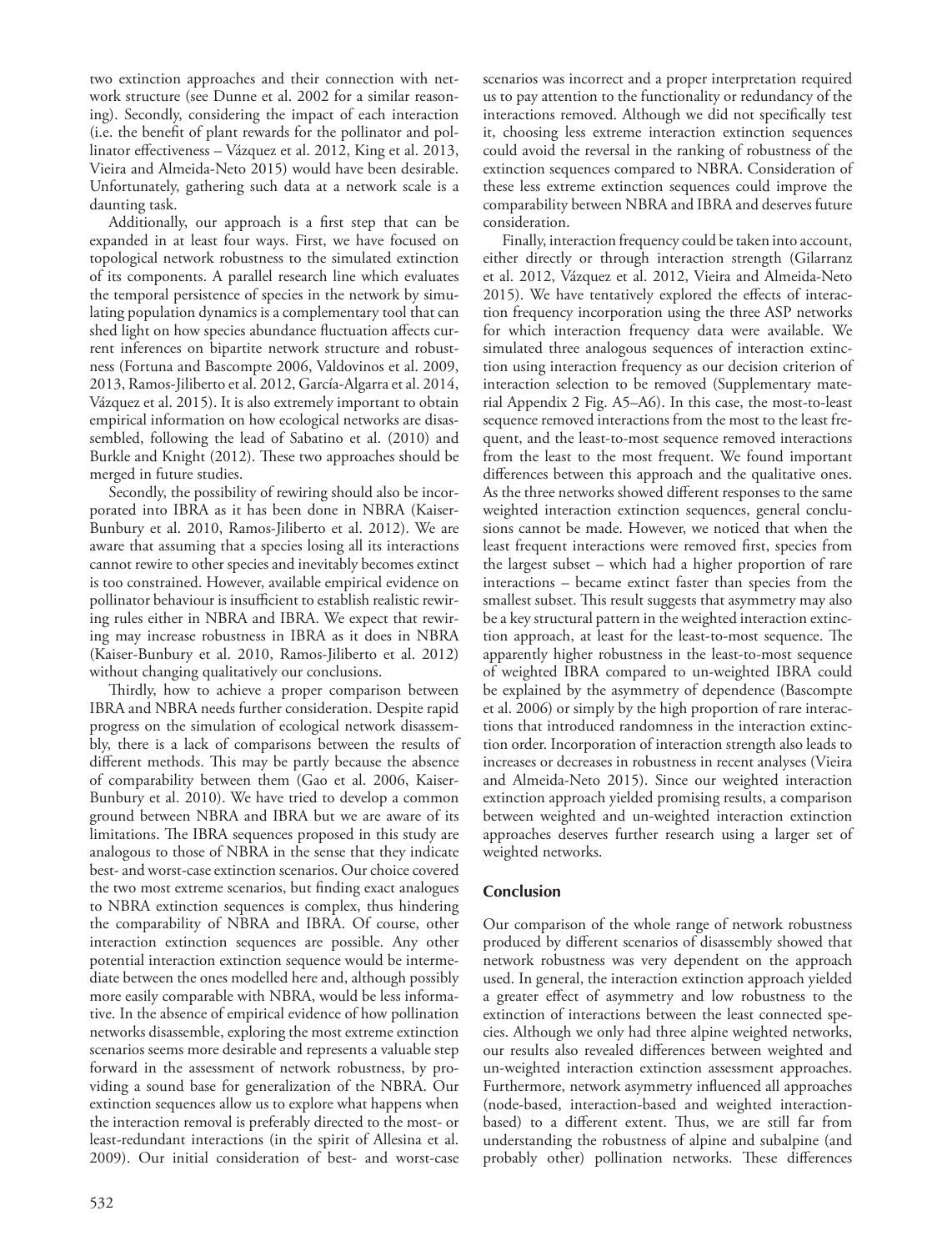two extinction approaches and their connection with network structure (see Dunne et al. 2002 for a similar reasoning). Secondly, considering the impact of each interaction (i.e. the benefit of plant rewards for the pollinator and pollinator effectiveness – Vázquez et al. 2012, King et al. 2013, Vieira and Almeida-Neto 2015) would have been desirable. Unfortunately, gathering such data at a network scale is a daunting task.

Additionally, our approach is a first step that can be expanded in at least four ways. First, we have focused on topological network robustness to the simulated extinction of its components. A parallel research line which evaluates the temporal persistence of species in the network by simulating population dynamics is a complementary tool that can shed light on how species abundance fluctuation affects current inferences on bipartite network structure and robustness (Fortuna and Bascompte 2006, Valdovinos et al. 2009, 2013, Ramos-Jiliberto et al. 2012, García-Algarra et al. 2014, Vázquez et al. 2015). It is also extremely important to obtain empirical information on how ecological networks are disassembled, following the lead of Sabatino et al. (2010) and Burkle and Knight (2012). These two approaches should be merged in future studies.

Secondly, the possibility of rewiring should also be incorporated into IBRA as it has been done in NBRA (Kaiser-Bunbury et al. 2010, Ramos-Jiliberto et al. 2012). We are aware that assuming that a species losing all its interactions cannot rewire to other species and inevitably becomes extinct is too constrained. However, available empirical evidence on pollinator behaviour is insufficient to establish realistic rewiring rules either in NBRA and IBRA. We expect that rewiring may increase robustness in IBRA as it does in NBRA (Kaiser-Bunbury et al. 2010, Ramos-Jiliberto et al. 2012) without changing qualitatively our conclusions.

Thirdly, how to achieve a proper comparison between IBRA and NBRA needs further consideration. Despite rapid progress on the simulation of ecological network disassembly, there is a lack of comparisons between the results of different methods. This may be partly because the absence of comparability between them (Gao et al. 2006, Kaiser-Bunbury et al. 2010). We have tried to develop a common ground between NBRA and IBRA but we are aware of its limitations. The IBRA sequences proposed in this study are analogous to those of NBRA in the sense that they indicate best- and worst-case extinction scenarios. Our choice covered the two most extreme scenarios, but finding exact analogues to NBRA extinction sequences is complex, thus hindering the comparability of NBRA and IBRA. Of course, other interaction extinction sequences are possible. Any other potential interaction extinction sequence would be intermediate between the ones modelled here and, although possibly more easily comparable with NBRA, would be less informative. In the absence of empirical evidence of how pollination networks disassemble, exploring the most extreme extinction scenarios seems more desirable and represents a valuable step forward in the assessment of network robustness, by providing a sound base for generalization of the NBRA. Our extinction sequences allow us to explore what happens when the interaction removal is preferably directed to the most- or least-redundant interactions (in the spirit of Allesina et al. 2009). Our initial consideration of best- and worst-case scenarios was incorrect and a proper interpretation required us to pay attention to the functionality or redundancy of the interactions removed. Although we did not specifically test it, choosing less extreme interaction extinction sequences could avoid the reversal in the ranking of robustness of the extinction sequences compared to NBRA. Consideration of these less extreme extinction sequences could improve the comparability between NBRA and IBRA and deserves future consideration.

Finally, interaction frequency could be taken into account, either directly or through interaction strength (Gilarranz et al. 2012, Vázquez et al. 2012, Vieira and Almeida-Neto 2015). We have tentatively explored the effects of interaction frequency incorporation using the three ASP networks for which interaction frequency data were available. We simulated three analogous sequences of interaction extinction using interaction frequency as our decision criterion of interaction selection to be removed (Supplementary material Appendix 2 Fig. A5–A6). In this case, the most-to-least sequence removed interactions from the most to the least frequent, and the least-to-most sequence removed interactions from the least to the most frequent. We found important differences between this approach and the qualitative ones. As the three networks showed different responses to the same weighted interaction extinction sequences, general conclusions cannot be made. However, we noticed that when the least frequent interactions were removed first, species from the largest subset – which had a higher proportion of rare interactions – became extinct faster than species from the smallest subset. This result suggests that asymmetry may also be a key structural pattern in the weighted interaction extinction approach, at least for the least-to-most sequence. The apparently higher robustness in the least-to-most sequence of weighted IBRA compared to un-weighted IBRA could be explained by the asymmetry of dependence (Bascompte et al. 2006) or simply by the high proportion of rare interactions that introduced randomness in the interaction extinction order. Incorporation of interaction strength also leads to increases or decreases in robustness in recent analyses (Vieira and Almeida-Neto 2015). Since our weighted interaction extinction approach yielded promising results, a comparison between weighted and un-weighted interaction extinction approaches deserves further research using a larger set of weighted networks.

## Conclusion

Our comparison of the whole range of network robustness produced by different scenarios of disassembly showed that network robustness was very dependent on the approach used. In general, the interaction extinction approach yielded a greater effect of asymmetry and low robustness to the extinction of interactions between the least connected species. Although we only had three alpine weighted networks, our results also revealed differences between weighted and un-weighted interaction extinction assessment approaches. Furthermore, network asymmetry influenced all approaches (node-based, interaction-based and weighted interaction-based) to a different extent. Thus, we are still far from understanding the robustness of alpine and subalpine (and probably other) pollination networks. These differences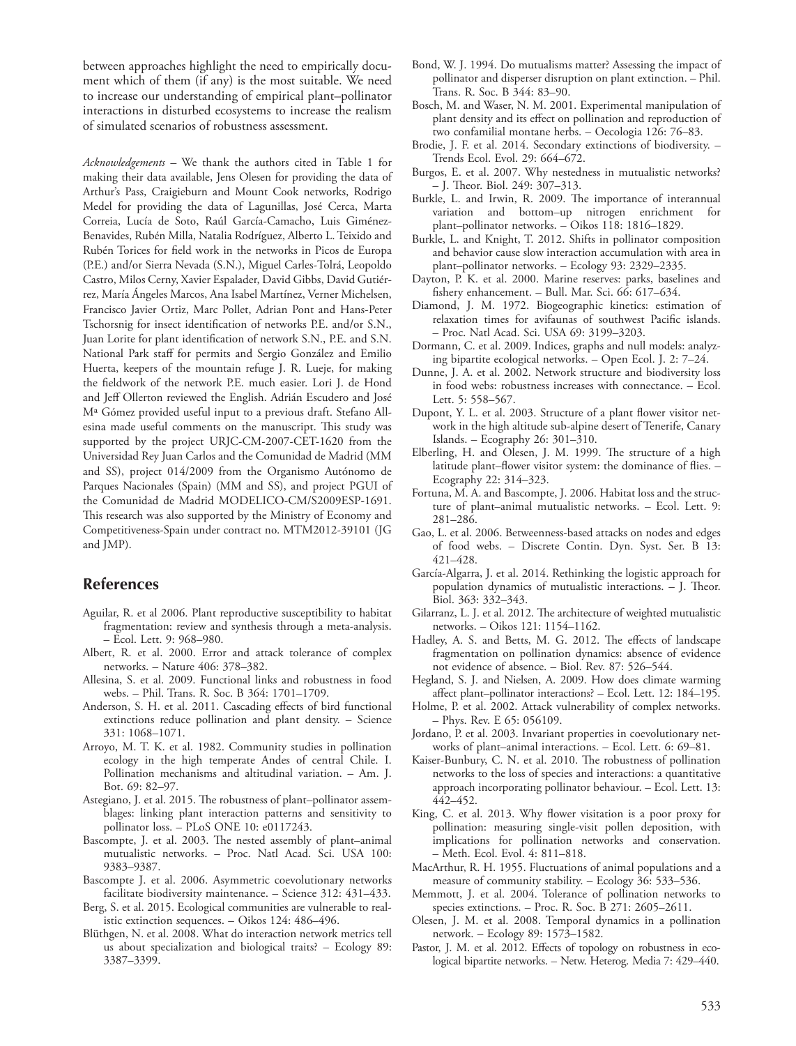between approaches highlight the need to empirically document which of them (if any) is the most suitable. We need to increase our understanding of empirical plant–pollinator interactions in disturbed ecosystems to increase the realism of simulated scenarios of robustness assessment.

*Acknowledgements* – We thank the authors cited in Table 1 for making their data available, Jens Olesen for providing the data of Arthur's Pass, Craigieburn and Mount Cook networks, Rodrigo Medel for providing the data of Lagunillas, José Cerca, Marta Correia, Lucía de Soto, Raúl García-Camacho, Luis Giménez-Benavides, Rubén Milla, Natalia Rodríguez, Alberto L. Teixido and Rubén Torices for field work in the networks in Picos de Europa (P.E.) and/or Sierra Nevada (S.N.), Miguel Carles-Tolrá, Leopoldo Castro, Milos Cerny, Xavier Espalader, David Gibbs, David Gutiérrez, María Ángeles Marcos, Ana Isabel Martínez, Verner Michelsen, Francisco Javier Ortiz, Marc Pollet, Adrian Pont and Hans-Peter Tschorsnig for insect identification of networks P.E. and/or S.N., Juan Lorite for plant identification of network S.N., P.E. and S.N. National Park staff for permits and Sergio González and Emilio Huerta, keepers of the mountain refuge J. R. Lueje, for making the fieldwork of the network P.E. much easier. Lori J. de Hond and Jeff Ollerton reviewed the English. Adrián Escudero and José Mª Gómez provided useful input to a previous draft. Stefano Allesina made useful comments on the manuscript. This study was supported by the project URJC-CM-2007-CET-1620 from the Universidad Rey Juan Carlos and the Comunidad de Madrid (MM and SS), project 014/2009 from the Organismo Autónomo de Parques Nacionales (Spain) (MM and SS), and project PGUI of the Comunidad de Madrid MODELICO-CM/S2009ESP-1691. This research was also supported by the Ministry of Economy and Competitiveness-Spain under contract no. MTM2012-39101 (JG and JMP).

## References

Aguilar, R. et al 2006. Plant reproductive susceptibility to habitat fragmentation: review and synthesis through a meta-analysis. – Ecol. Lett. 9: 968–980.

Albert, R. et al. 2000. Error and attack tolerance of complex networks. – Nature 406: 378–382.

Allesina, S. et al. 2009. Functional links and robustness in food webs. – Phil. Trans. R. Soc. B 364: 1701–1709.

Anderson, S. H. et al. 2011. Cascading effects of bird functional extinctions reduce pollination and plant density. – Science 331: 1068–1071.

Arroyo, M. T. K. et al. 1982. Community studies in pollination ecology in the high temperate Andes of central Chile. I. Pollination mechanisms and altitudinal variation. – Am. J. Bot. 69: 82–97.

Astegiano, J. et al. 2015. The robustness of plant–pollinator assemblages: linking plant interaction patterns and sensitivity to pollinator loss. – PLoS ONE 10: e0117243.

Bascompte, J. et al. 2003. The nested assembly of plant–animal mutualistic networks. – Proc. Natl Acad. Sci. USA 100: 9383–9387.

Bascompte J. et al. 2006. Asymmetric coevolutionary networks facilitate biodiversity maintenance. – Science 312: 431–433.

Berg, S. et al. 2015. Ecological communities are vulnerable to realistic extinction sequences. – Oikos 124: 486–496.

Blüthgen, N. et al. 2008. What do interaction network metrics tell us about specialization and biological traits? – Ecology 89: 3387–3399.

Bond, W. J. 1994. Do mutualisms matter? Assessing the impact of pollinator and disperser disruption on plant extinction. – Phil. Trans. R. Soc. B 344: 83–90.

Bosch, M. and Waser, N. M. 2001. Experimental manipulation of plant density and its effect on pollination and reproduction of two confamilial montane herbs. – Oecologia 126: 76–83.

Brodie, J. F. et al. 2014. Secondary extinctions of biodiversity. – Trends Ecol. Evol. 29: 664–672.

Burgos, E. et al. 2007. Why nestedness in mutualistic networks? – J. Theor. Biol. 249: 307–313.

Burkle, L. and Irwin, R. 2009. The importance of interannual variation and bottom–up nitrogen enrichment for plant–pollinator networks. – Oikos 118: 1816–1829.

Burkle, L. and Knight, T. 2012. Shifts in pollinator composition and behavior cause slow interaction accumulation with area in plant–pollinator networks. – Ecology 93: 2329–2335.

Dayton, P. K. et al. 2000. Marine reserves: parks, baselines and fishery enhancement. – Bull. Mar. Sci. 66: 617–634.

Diamond, J. M. 1972. Biogeographic kinetics: estimation of relaxation times for avifaunas of southwest Pacific islands. – Proc. Natl Acad. Sci. USA 69: 3199–3203.

Dormann, C. et al. 2009. Indices, graphs and null models: analyzing bipartite ecological networks. – Open Ecol. J. 2: 7–24.

Dunne, J. A. et al. 2002. Network structure and biodiversity loss in food webs: robustness increases with connectance. – Ecol. Lett. 5: 558–567.

Dupont, Y. L. et al. 2003. Structure of a plant flower visitor network in the high altitude sub-alpine desert of Tenerife, Canary Islands. – Ecography 26: 301–310.

Elberling, H. and Olesen, J. M. 1999. The structure of a high latitude plant–flower visitor system: the dominance of flies. – Ecography 22: 314–323.

Fortuna, M. A. and Bascompte, J. 2006. Habitat loss and the structure of plant–animal mutualistic networks. – Ecol. Lett. 9: 281–286.

Gao, L. et al. 2006. Betweenness-based attacks on nodes and edges of food webs. – Discrete Contin. Dyn. Syst. Ser. B 13: 421–428.

García-Algarra, J. et al. 2014. Rethinking the logistic approach for population dynamics of mutualistic interactions. – J. Theor. Biol. 363: 332–343.

Gilarranz, L. J. et al. 2012. The architecture of weighted mutualistic networks. – Oikos 121: 1154–1162.

Hadley, A. S. and Betts, M. G. 2012. The effects of landscape fragmentation on pollination dynamics: absence of evidence not evidence of absence. – Biol. Rev. 87: 526–544.

Hegland, S. J. and Nielsen, A. 2009. How does climate warming affect plant–pollinator interactions? – Ecol. Lett. 12: 184–195.

Holme, P. et al. 2002. Attack vulnerability of complex networks. – Phys. Rev. E 65: 056109.

Jordano, P. et al. 2003. Invariant properties in coevolutionary networks of plant–animal interactions. – Ecol. Lett. 6: 69–81.

Kaiser-Bunbury, C. N. et al. 2010. The robustness of pollination networks to the loss of species and interactions: a quantitative approach incorporating pollinator behaviour. – Ecol. Lett. 13: 442–452.

King, C. et al. 2013. Why flower visitation is a poor proxy for pollination: measuring single-visit pollen deposition, with implications for pollination networks and conservation. – Meth. Ecol. Evol. 4: 811–818.

MacArthur, R. H. 1955. Fluctuations of animal populations and a measure of community stability. – Ecology 36: 533–536.

Memmott, J. et al. 2004. Tolerance of pollination networks to species extinctions. – Proc. R. Soc. B 271: 2605–2611.

Olesen, J. M. et al. 2008. Temporal dynamics in a pollination network. – Ecology 89: 1573–1582.

Pastor, J. M. et al. 2012. Effects of topology on robustness in ecological bipartite networks. – Netw. Heterog. Media 7: 429–440.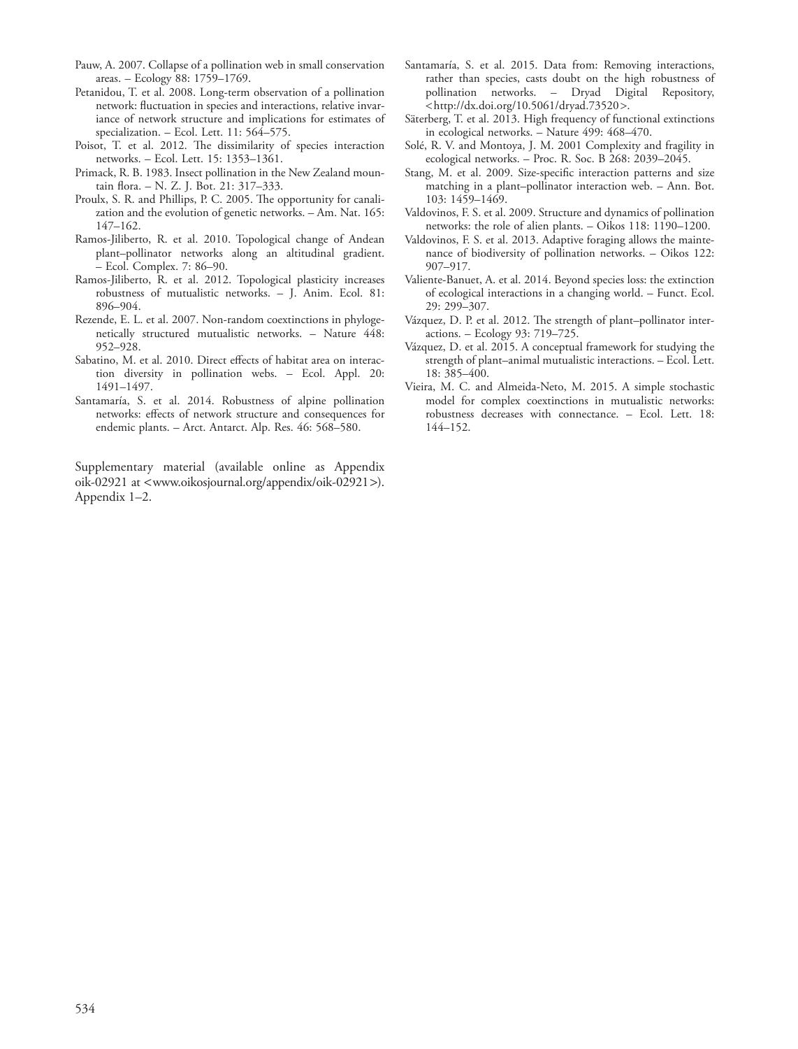Pauw, A. 2007. Collapse of a pollination web in small conservation areas. – Ecology 88: 1759–1769.

Petanidou, T. et al. 2008. Long-term observation of a pollination network: fluctuation in species and interactions, relative invariance of network structure and implications for estimates of specialization. – Ecol. Lett. 11: 564–575.

Poisot, T. et al. 2012. The dissimilarity of species interaction networks. – Ecol. Lett. 15: 1353–1361.

Primack, R. B. 1983. Insect pollination in the New Zealand mountain flora. – N. Z. J. Bot. 21: 317–333.

Proulx, S. R. and Phillips, P. C. 2005. The opportunity for canalization and the evolution of genetic networks. – Am. Nat. 165: 147–162.

Ramos-Jiliberto, R. et al. 2010. Topological change of Andean plant–pollinator networks along an altitudinal gradient. – Ecol. Complex. 7: 86–90.

Ramos-Jiliberto, R. et al. 2012. Topological plasticity increases robustness of mutualistic networks. – J. Anim. Ecol. 81: 896–904.

Rezende, E. L. et al. 2007. Non-random coextinctions in phylogenetically structured mutualistic networks. – Nature 448: 952–928.

Sabatino, M. et al. 2010. Direct effects of habitat area on interaction diversity in pollination webs. – Ecol. Appl. 20: 1491–1497.

Santamaría, S. et al. 2014. Robustness of alpine pollination networks: effects of network structure and consequences for endemic plants. – Arct. Antarct. Alp. Res. 46: 568–580.

Santamaría, S. et al. 2015. Data from: Removing interactions, rather than species, casts doubt on the high robustness of pollination networks. – Dryad Digital Repository, <http://dx.doi.org/10.5061/dryad.73520>.

Säterberg, T. et al. 2013. High frequency of functional extinctions in ecological networks. – Nature 499: 468–470.

Solé, R. V. and Montoya, J. M. 2001 Complexity and fragility in ecological networks. – Proc. R. Soc. B 268: 2039–2045.

Stang, M. et al. 2009. Size-specific interaction patterns and size matching in a plant–pollinator interaction web. – Ann. Bot. 103: 1459–1469.

Valdovinos, F. S. et al. 2009. Structure and dynamics of pollination networks: the role of alien plants. – Oikos 118: 1190–1200.

Valdovinos, F. S. et al. 2013. Adaptive foraging allows the maintenance of biodiversity of pollination networks. – Oikos 122: 907–917.

Valiente-Banuet, A. et al. 2014. Beyond species loss: the extinction of ecological interactions in a changing world. – Funct. Ecol. 29: 299–307.

Vázquez, D. P. et al. 2012. The strength of plant–pollinator interactions. – Ecology 93: 719–725.

Vázquez, D. et al. 2015. A conceptual framework for studying the strength of plant–animal mutualistic interactions. – Ecol. Lett. 18: 385–400.

Vieira, M. C. and Almeida-Neto, M. 2015. A simple stochastic model for complex coextinctions in mutualistic networks: robustness decreases with connectance. – Ecol. Lett. 18: 144–152.

Supplementary material (available online as Appendix oik-02921 at <www.oikosjournal.org/appendix/oik-02921>). Appendix 1–2.